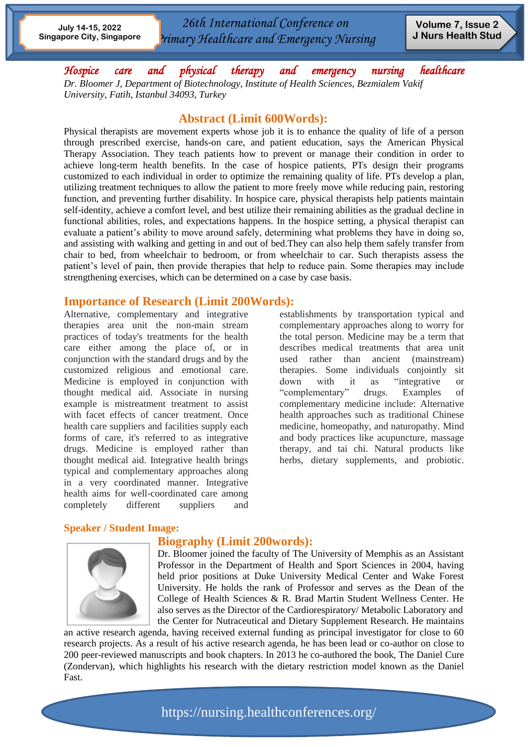# Hospice care and physical therapy and emergency nursing healthcare

*Dr. Bloomer J, Department of Biotechnology, Institute of Health Sciences, Bezmialem Vakif University, Fatih, Istanbul 34093, Turkey*

## Abstract (Limit 600Words):

Physical therapists are movement experts whose job it is to enhance the quality of life of a person through prescribed exercise, hands-on care, and patient education, says the American Physical Therapy Association. They teach patients how to prevent or manage their condition in order to achieve long-term health benefits. In the case of hospice patients, PTs design their programs customized to each individual in order to optimize the remaining quality of life. PTs develop a plan, utilizing treatment techniques to allow the patient to more freely move while reducing pain, restoring function, and preventing further disability. In hospice care, physical therapists help patients maintain self-identity, achieve a comfort level, and best utilize their remaining abilities as the gradual decline in functional abilities, roles, and expectations happens. In the hospice setting, a physical therapist can evaluate a patient's ability to move around safely, determining what problems they have in doing so, and assisting with walking and getting in and out of bed.They can also help them safely transfer from chair to bed, from wheelchair to bedroom, or from wheelchair to car. Such therapists assess the patient's level of pain, then provide therapies that help to reduce pain. Some therapies may include strengthening exercises, which can be determined on a case by case basis.

## Importance of Research (Limit 200Words):

Alternative, complementary and integrative therapies area unit the non-main stream practices of today's treatments for the health care either among the place of, or in conjunction with the standard drugs and by the customized religious and emotional care. Medicine is employed in conjunction with thought medical aid. Associate in nursing example is mistreatment treatment to assist with facet effects of cancer treatment. Once health care suppliers and facilities supply each forms of care, it's referred to as integrative drugs. Medicine is employed rather than thought medical aid. Integrative health brings typical and complementary approaches along in a very coordinated manner. Integrative health aims for well-coordinated care among completely different suppliers and establishments by transportation typical and complementary approaches along to worry for the total person. Medicine may be a term that describes medical treatments that area unit used rather than ancient (mainstream) therapies. Some individuals conjointly sit down with it as "integrative or "complementary" drugs. Examples of complementary medicine include: Alternative health approaches such as traditional Chinese medicine, homeopathy, and naturopathy. Mind and body practices like acupuncture, massage therapy, and tai chi. Natural products like herbs, dietary supplements, and probiotic.

**Speaker / Student Image:**

## Biography (Limit 200words):

Dr. Bloomer joined the faculty of The University of Memphis as an Assistant Professor in the Department of Health and Sport Sciences in 2004, having held prior positions at Duke University Medical Center and Wake Forest University. He holds the rank of Professor and serves as the Dean of the College of Health Sciences & R. Brad Martin Student Wellness Center. He also serves as the Director of the Cardiorespiratory/ Metabolic Laboratory and the Center for Nutraceutical and Dietary Supplement Research. He maintains an active research agenda, having received external funding as principal investigator for close to 60 research projects. As a result of his active research agenda, he has been lead or co-author on close to 200 peer-reviewed manuscripts and book chapters. In 2013 he co-authored the book, The Daniel Cure (Zondervan), which highlights his research with the dietary restriction model known as the Daniel Fast.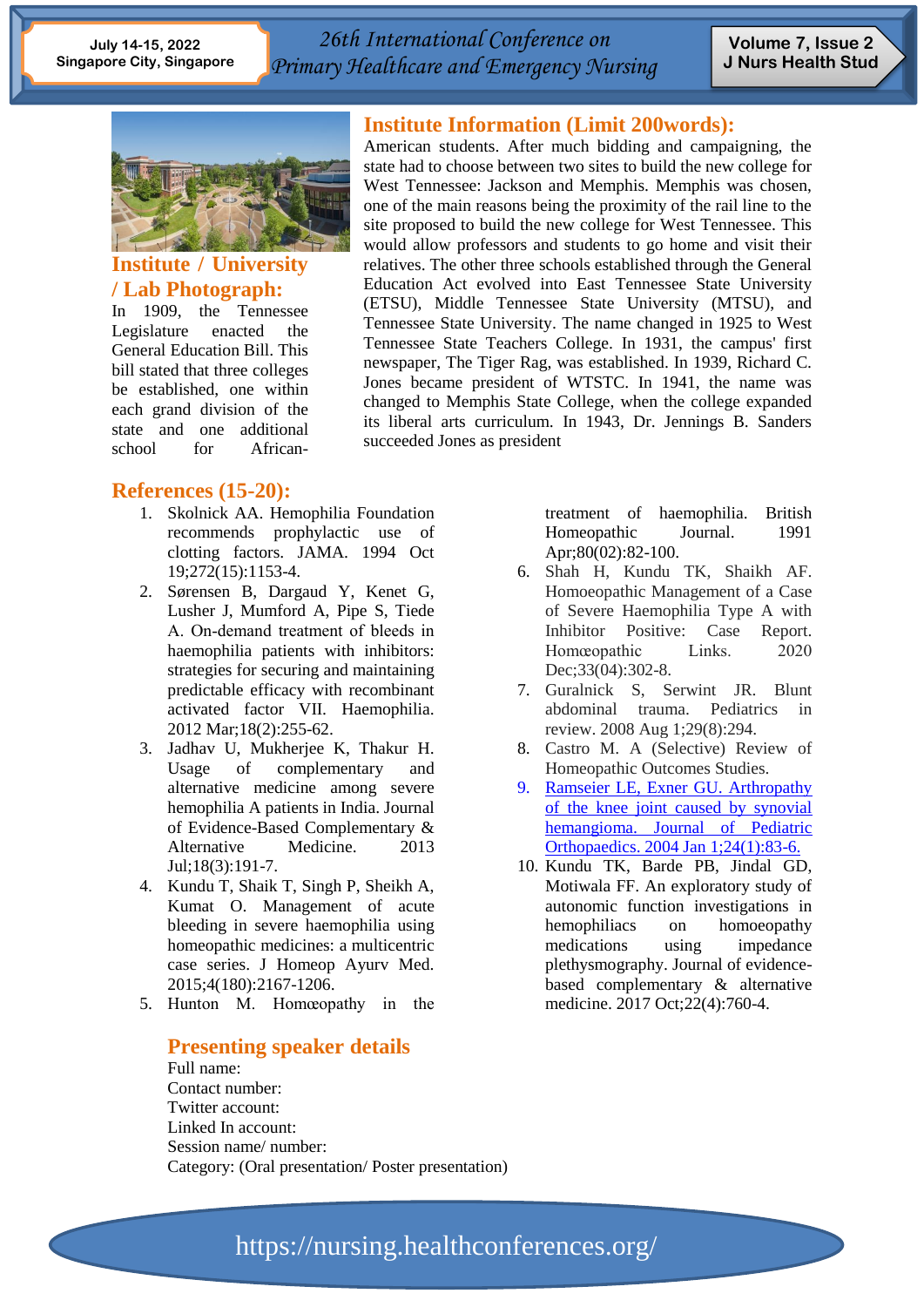## Institute / University / Lab Photograph:

In 1909, the Tennessee Legislature enacted the General Education Bill. This bill stated that three colleges be established, one within each grand division of the state and one additional school for African-

## Institute Information (Limit 200words):

American students. After much bidding and campaigning, the state had to choose between two sites to build the new college for West Tennessee: Jackson and Memphis. Memphis was chosen, one of the main reasons being the proximity of the rail line to the site proposed to build the new college for West Tennessee. This would allow professors and students to go home and visit their relatives. The other three schools established through the General Education Act evolved into East Tennessee State University (ETSU), Middle Tennessee State University (MTSU), and Tennessee State University. The name changed in 1925 to West Tennessee State Teachers College. In 1931, the campus' first newspaper, The Tiger Rag, was established. In 1939, Richard C. Jones became president of WTSTC. In 1941, the name was changed to Memphis State College, when the college expanded its liberal arts curriculum. In 1943, Dr. Jennings B. Sanders succeeded Jones as president

## References (15-20):

1. Skolnick AA. Hemophilia Foundation recommends prophylactic use of clotting factors. JAMA. 1994 Oct 19;272(15):1153-4.
2. Sørensen B, Dargaud Y, Kenet G, Lusher J, Mumford A, Pipe S, Tiede A. On-demand treatment of bleeds in haemophilia patients with inhibitors: strategies for securing and maintaining predictable efficacy with recombinant activated factor VII. Haemophilia. 2012 Mar;18(2):255-62.
3. Jadhav U, Mukherjee K, Thakur H. Usage of complementary and alternative medicine among severe hemophilia A patients in India. Journal of Evidence-Based Complementary & Alternative Medicine. 2013 Jul;18(3):191-7.
4. Kundu T, Shaik T, Singh P, Sheikh A, Kumat O. Management of acute bleeding in severe haemophilia using homeopathic medicines: a multicentric case series. J Homeop Ayurv Med. 2015;4(180):2167-1206.
5. Hunton M. Homœopathy in the treatment of haemophilia. British Homeopathic Journal. 1991 Apr;80(02):82-100.
6. Shah H, Kundu TK, Shaikh AF. Homoeopathic Management of a Case of Severe Haemophilia Type A with Inhibitor Positive: Case Report. Homœopathic Links. 2020 Dec;33(04):302-8.
7. Guralnick S, Serwint JR. Blunt abdominal trauma. Pediatrics in review. 2008 Aug 1;29(8):294.
8. Castro M. A (Selective) Review of Homeopathic Outcomes Studies.
9. Ramseier LE, Exner GU. Arthropathy of the knee joint caused by synovial hemangioma. Journal of Pediatric Orthopaedics. 2004 Jan 1;24(1):83-6.
10. Kundu TK, Barde PB, Jindal GD, Motiwala FF. An exploratory study of autonomic function investigations in hemophiliacs on homoeopathy medications using impedance plethysmography. Journal of evidence-based complementary & alternative medicine. 2017 Oct;22(4):760-4.

## Presenting speaker details

Full name:
Contact number:
Twitter account:
Linked In account:
Session name/ number:
Category: (Oral presentation/ Poster presentation)

https://nursing.healthconferences.org/